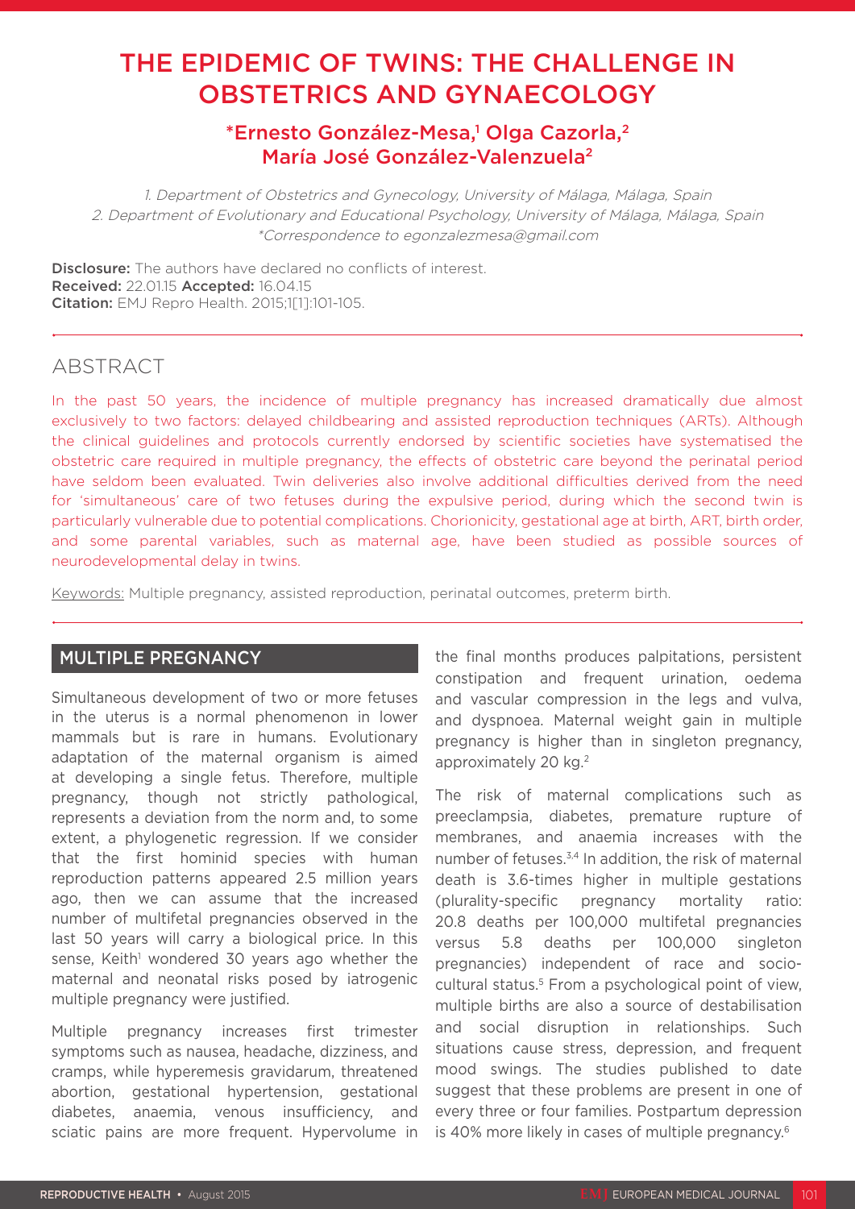# THE EPIDEMIC OF TWINS: THE CHALLENGE IN OBSTETRICS AND GYNAECOLOGY

**\*Ernesto González-Mesa,[1] Olga Cazorla,[2] María José González-Valenzuela[2]**

1. Department of Obstetrics and Gynecology, University of Málaga, Málaga, Spain
2. Department of Evolutionary and Educational Psychology, University of Málaga, Málaga, Spain
\*Correspondence to egonzalezmesa@gmail.com

**Disclosure:** The authors have declared no conflicts of interest.
**Received:** 22.01.15 **Accepted:** 16.04.15
**Citation:** EMJ Repro Health. 2015;1[1]:101-105.

## ABSTRACT

In the past 50 years, the incidence of multiple pregnancy has increased dramatically due almost exclusively to two factors: delayed childbearing and assisted reproduction techniques (ARTs). Although the clinical guidelines and protocols currently endorsed by scientific societies have systematised the obstetric care required in multiple pregnancy, the effects of obstetric care beyond the perinatal period have seldom been evaluated. Twin deliveries also involve additional difficulties derived from the need for 'simultaneous' care of two fetuses during the expulsive period, during which the second twin is particularly vulnerable due to potential complications. Chorionicity, gestational age at birth, ART, birth order, and some parental variables, such as maternal age, have been studied as possible sources of neurodevelopmental delay in twins.

Keywords: Multiple pregnancy, assisted reproduction, perinatal outcomes, preterm birth.

## MULTIPLE PREGNANCY

Simultaneous development of two or more fetuses in the uterus is a normal phenomenon in lower mammals but is rare in humans. Evolutionary adaptation of the maternal organism is aimed at developing a single fetus. Therefore, multiple pregnancy, though not strictly pathological, represents a deviation from the norm and, to some extent, a phylogenetic regression. If we consider that the first hominid species with human reproduction patterns appeared 2.5 million years ago, then we can assume that the increased number of multifetal pregnancies observed in the last 50 years will carry a biological price. In this sense, Keith[1] wondered 30 years ago whether the maternal and neonatal risks posed by iatrogenic multiple pregnancy were justified.

Multiple pregnancy increases first trimester symptoms such as nausea, headache, dizziness, and cramps, while hyperemesis gravidarum, threatened abortion, gestational hypertension, gestational diabetes, anaemia, venous insufficiency, and sciatic pains are more frequent. Hypervolume in the final months produces palpitations, persistent constipation and frequent urination, oedema and vascular compression in the legs and vulva, and dyspnoea. Maternal weight gain in multiple pregnancy is higher than in singleton pregnancy, approximately 20 kg.[2]

The risk of maternal complications such as preeclampsia, diabetes, premature rupture of membranes, and anaemia increases with the number of fetuses.[3,4] In addition, the risk of maternal death is 3.6-times higher in multiple gestations (plurality-specific pregnancy mortality ratio: 20.8 deaths per 100,000 multifetal pregnancies versus 5.8 deaths per 100,000 singleton pregnancies) independent of race and socio-cultural status.[5] From a psychological point of view, multiple births are also a source of destabilisation and social disruption in relationships. Such situations cause stress, depression, and frequent mood swings. The studies published to date suggest that these problems are present in one of every three or four families. Postpartum depression is 40% more likely in cases of multiple pregnancy.[6]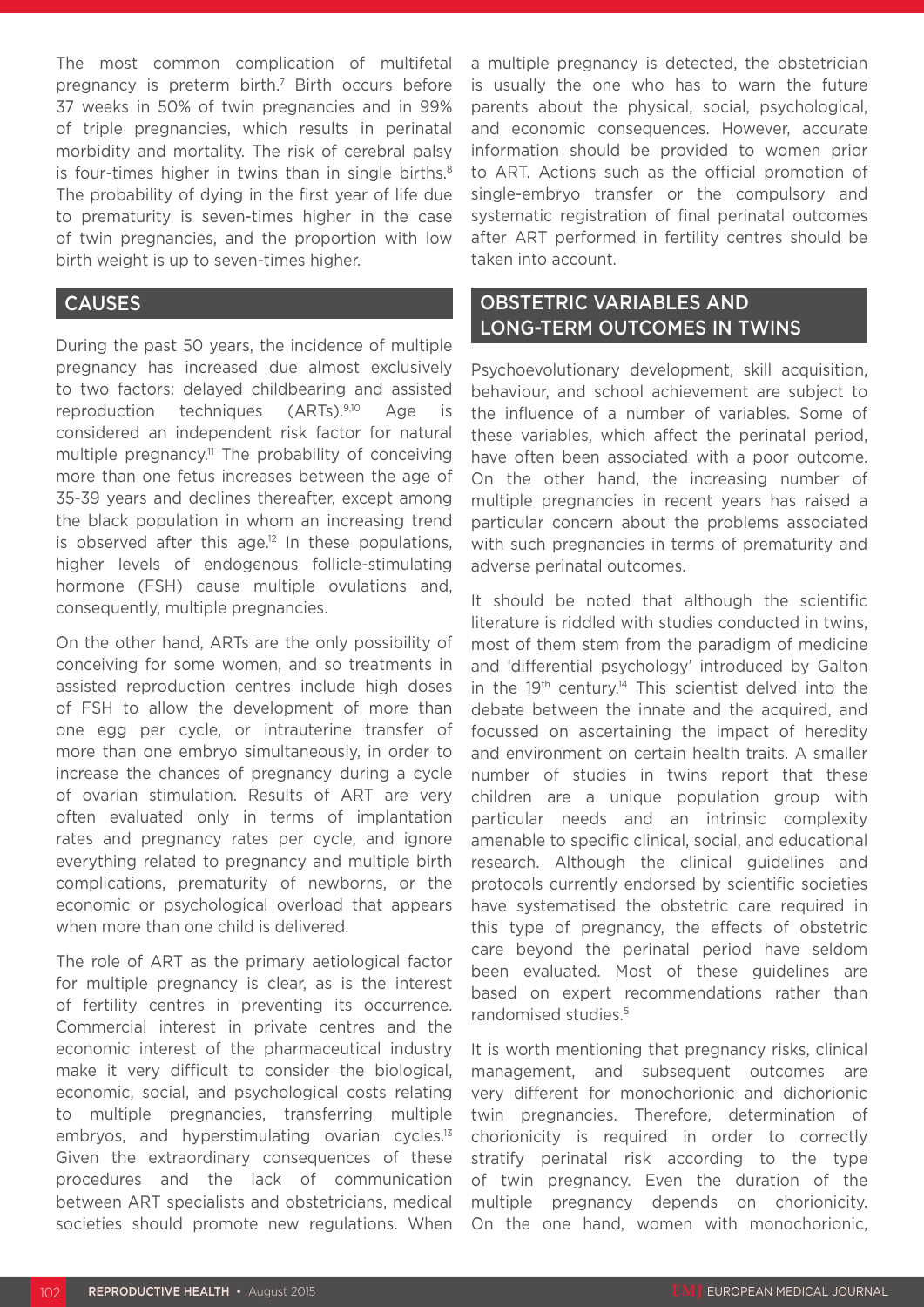The most common complication of multifetal pregnancy is preterm birth.[7] Birth occurs before 37 weeks in 50% of twin pregnancies and in 99% of triple pregnancies, which results in perinatal morbidity and mortality. The risk of cerebral palsy is four-times higher in twins than in single births.[8] The probability of dying in the first year of life due to prematurity is seven-times higher in the case of twin pregnancies, and the proportion with low birth weight is up to seven-times higher.

## CAUSES

During the past 50 years, the incidence of multiple pregnancy has increased due almost exclusively to two factors: delayed childbearing and assisted reproduction techniques (ARTs).[9,10] Age is considered an independent risk factor for natural multiple pregnancy.[11] The probability of conceiving more than one fetus increases between the age of 35-39 years and declines thereafter, except among the black population in whom an increasing trend is observed after this age.[12] In these populations, higher levels of endogenous follicle-stimulating hormone (FSH) cause multiple ovulations and, consequently, multiple pregnancies.

On the other hand, ARTs are the only possibility of conceiving for some women, and so treatments in assisted reproduction centres include high doses of FSH to allow the development of more than one egg per cycle, or intrauterine transfer of more than one embryo simultaneously, in order to increase the chances of pregnancy during a cycle of ovarian stimulation. Results of ART are very often evaluated only in terms of implantation rates and pregnancy rates per cycle, and ignore everything related to pregnancy and multiple birth complications, prematurity of newborns, or the economic or psychological overload that appears when more than one child is delivered.

The role of ART as the primary aetiological factor for multiple pregnancy is clear, as is the interest of fertility centres in preventing its occurrence. Commercial interest in private centres and the economic interest of the pharmaceutical industry make it very difficult to consider the biological, economic, social, and psychological costs relating to multiple pregnancies, transferring multiple embryos, and hyperstimulating ovarian cycles.[13] Given the extraordinary consequences of these procedures and the lack of communication between ART specialists and obstetricians, medical societies should promote new regulations. When a multiple pregnancy is detected, the obstetrician is usually the one who has to warn the future parents about the physical, social, psychological, and economic consequences. However, accurate information should be provided to women prior to ART. Actions such as the official promotion of single-embryo transfer or the compulsory and systematic registration of final perinatal outcomes after ART performed in fertility centres should be taken into account.

## OBSTETRIC VARIABLES AND LONG-TERM OUTCOMES IN TWINS

Psychoevolutionary development, skill acquisition, behaviour, and school achievement are subject to the influence of a number of variables. Some of these variables, which affect the perinatal period, have often been associated with a poor outcome. On the other hand, the increasing number of multiple pregnancies in recent years has raised a particular concern about the problems associated with such pregnancies in terms of prematurity and adverse perinatal outcomes.

It should be noted that although the scientific literature is riddled with studies conducted in twins, most of them stem from the paradigm of medicine and 'differential psychology' introduced by Galton in the 19th century.[14] This scientist delved into the debate between the innate and the acquired, and focussed on ascertaining the impact of heredity and environment on certain health traits. A smaller number of studies in twins report that these children are a unique population group with particular needs and an intrinsic complexity amenable to specific clinical, social, and educational research. Although the clinical guidelines and protocols currently endorsed by scientific societies have systematised the obstetric care required in this type of pregnancy, the effects of obstetric care beyond the perinatal period have seldom been evaluated. Most of these guidelines are based on expert recommendations rather than randomised studies.[5]

It is worth mentioning that pregnancy risks, clinical management, and subsequent outcomes are very different for monochorionic and dichorionic twin pregnancies. Therefore, determination of chorionicity is required in order to correctly stratify perinatal risk according to the type of twin pregnancy. Even the duration of the multiple pregnancy depends on chorionicity. On the one hand, women with monochorionic,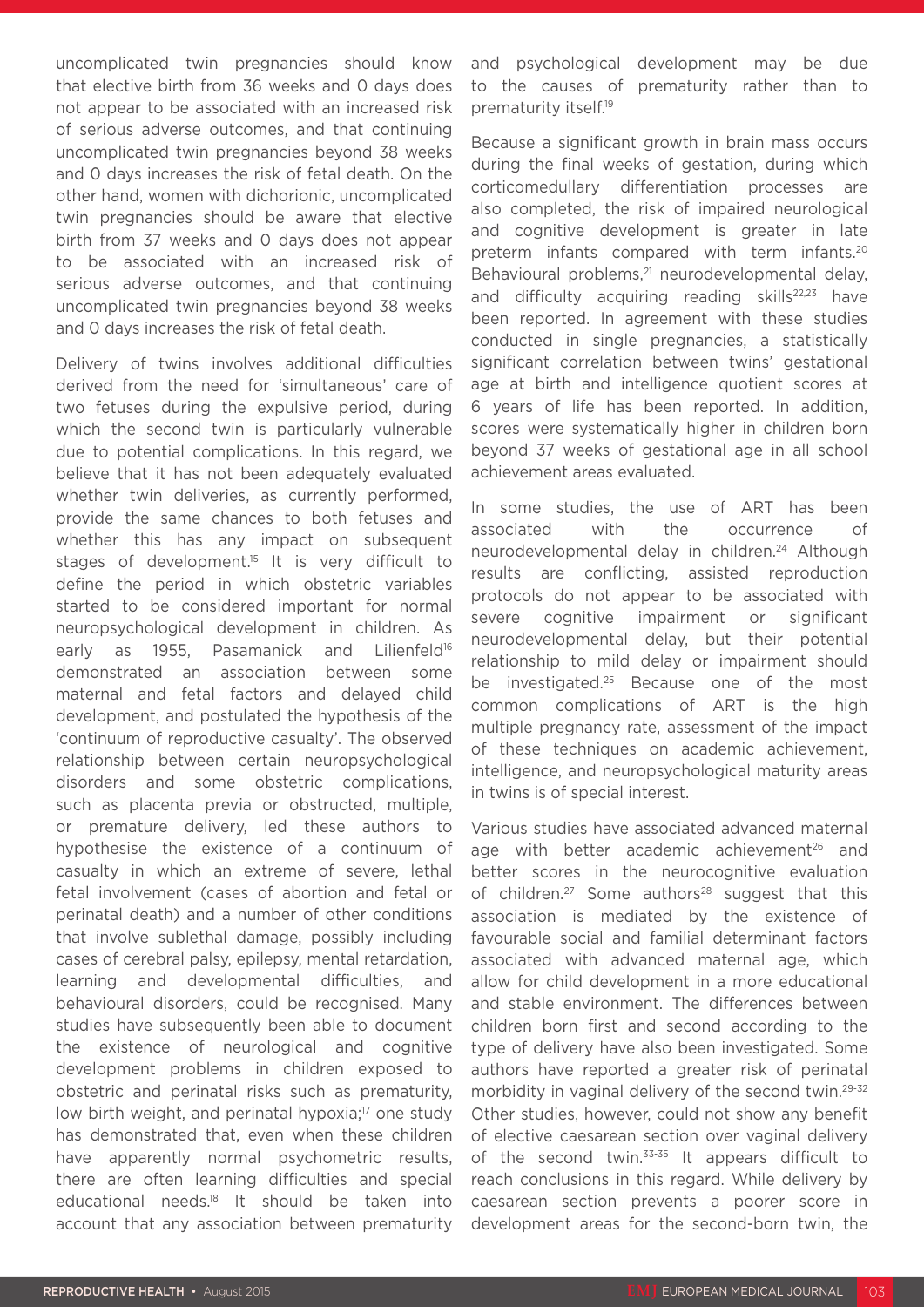uncomplicated twin pregnancies should know that elective birth from 36 weeks and 0 days does not appear to be associated with an increased risk of serious adverse outcomes, and that continuing uncomplicated twin pregnancies beyond 38 weeks and 0 days increases the risk of fetal death. On the other hand, women with dichorionic, uncomplicated twin pregnancies should be aware that elective birth from 37 weeks and 0 days does not appear to be associated with an increased risk of serious adverse outcomes, and that continuing uncomplicated twin pregnancies beyond 38 weeks and 0 days increases the risk of fetal death.

Delivery of twins involves additional difficulties derived from the need for 'simultaneous' care of two fetuses during the expulsive period, during which the second twin is particularly vulnerable due to potential complications. In this regard, we believe that it has not been adequately evaluated whether twin deliveries, as currently performed, provide the same chances to both fetuses and whether this has any impact on subsequent stages of development.[15] It is very difficult to define the period in which obstetric variables started to be considered important for normal neuropsychological development in children. As early as 1955, Pasamanick and Lilienfeld[16] demonstrated an association between some maternal and fetal factors and delayed child development, and postulated the hypothesis of the 'continuum of reproductive casualty'. The observed relationship between certain neuropsychological disorders and some obstetric complications, such as placenta previa or obstructed, multiple, or premature delivery, led these authors to hypothesise the existence of a continuum of casualty in which an extreme of severe, lethal fetal involvement (cases of abortion and fetal or perinatal death) and a number of other conditions that involve sublethal damage, possibly including cases of cerebral palsy, epilepsy, mental retardation, learning and developmental difficulties, and behavioural disorders, could be recognised. Many studies have subsequently been able to document the existence of neurological and cognitive development problems in children exposed to obstetric and perinatal risks such as prematurity, low birth weight, and perinatal hypoxia;[17] one study has demonstrated that, even when these children have apparently normal psychometric results, there are often learning difficulties and special educational needs.[18] It should be taken into account that any association between prematurity and psychological development may be due to the causes of prematurity rather than to prematurity itself.[19]

Because a significant growth in brain mass occurs during the final weeks of gestation, during which corticomedullary differentiation processes are also completed, the risk of impaired neurological and cognitive development is greater in late preterm infants compared with term infants.[20] Behavioural problems,[21] neurodevelopmental delay, and difficulty acquiring reading skills[22,23] have been reported. In agreement with these studies conducted in single pregnancies, a statistically significant correlation between twins' gestational age at birth and intelligence quotient scores at 6 years of life has been reported. In addition, scores were systematically higher in children born beyond 37 weeks of gestational age in all school achievement areas evaluated.

In some studies, the use of ART has been associated with the occurrence of neurodevelopmental delay in children.[24] Although results are conflicting, assisted reproduction protocols do not appear to be associated with severe cognitive impairment or significant neurodevelopmental delay, but their potential relationship to mild delay or impairment should be investigated.[25] Because one of the most common complications of ART is the high multiple pregnancy rate, assessment of the impact of these techniques on academic achievement, intelligence, and neuropsychological maturity areas in twins is of special interest.

Various studies have associated advanced maternal age with better academic achievement[26] and better scores in the neurocognitive evaluation of children.[27] Some authors[28] suggest that this association is mediated by the existence of favourable social and familial determinant factors associated with advanced maternal age, which allow for child development in a more educational and stable environment. The differences between children born first and second according to the type of delivery have also been investigated. Some authors have reported a greater risk of perinatal morbidity in vaginal delivery of the second twin.[29-32] Other studies, however, could not show any benefit of elective caesarean section over vaginal delivery of the second twin.[33-35] It appears difficult to reach conclusions in this regard. While delivery by caesarean section prevents a poorer score in development areas for the second-born twin, the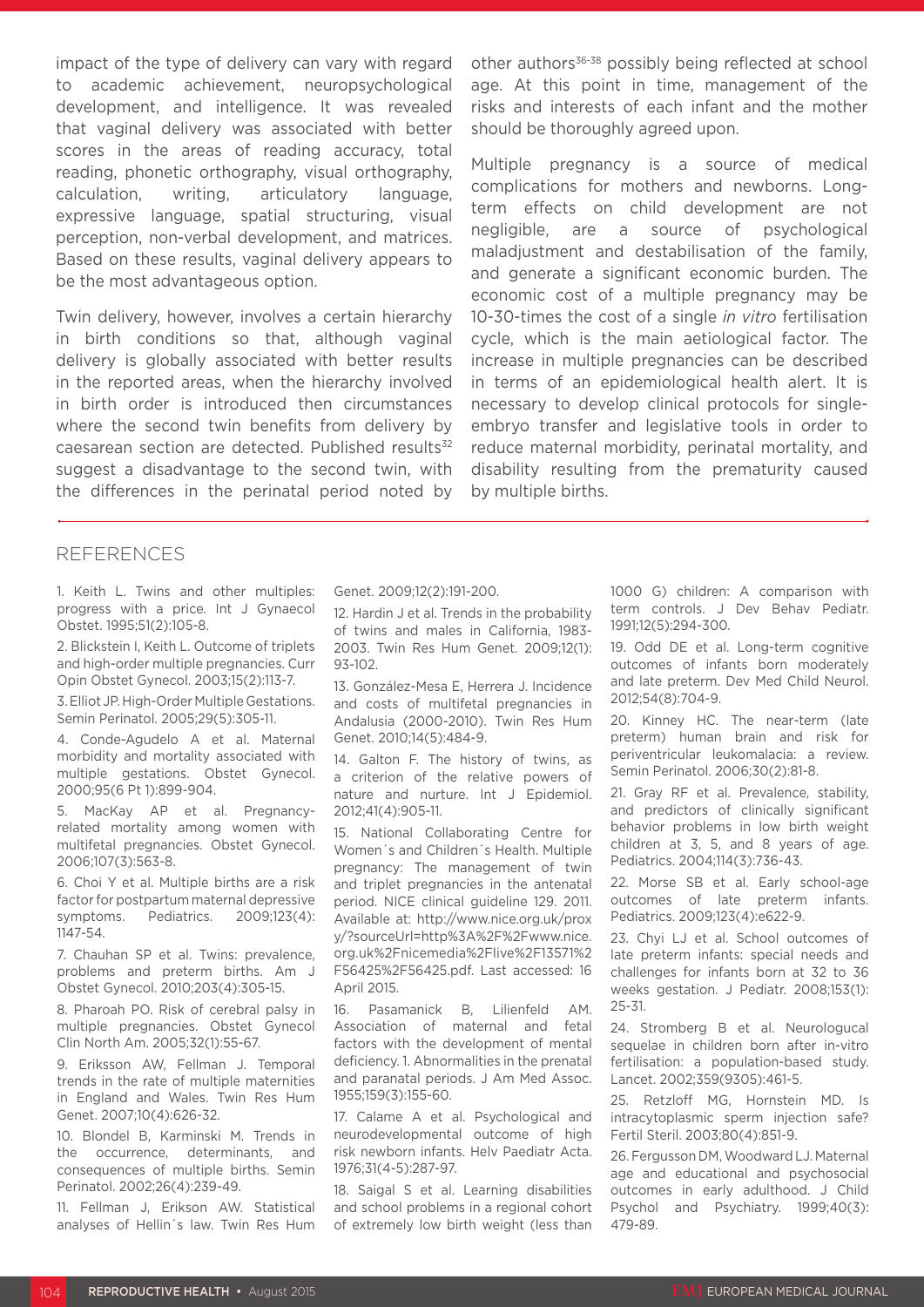impact of the type of delivery can vary with regard to academic achievement, neuropsychological development, and intelligence. It was revealed that vaginal delivery was associated with better scores in the areas of reading accuracy, total reading, phonetic orthography, visual orthography, calculation, writing, articulatory language, expressive language, spatial structuring, visual perception, non-verbal development, and matrices. Based on these results, vaginal delivery appears to be the most advantageous option.

Twin delivery, however, involves a certain hierarchy in birth conditions so that, although vaginal delivery is globally associated with better results in the reported areas, when the hierarchy involved in birth order is introduced then circumstances where the second twin benefits from delivery by caesarean section are detected. Published results[32] suggest a disadvantage to the second twin, with the differences in the perinatal period noted by other authors[36-38] possibly being reflected at school age. At this point in time, management of the risks and interests of each infant and the mother should be thoroughly agreed upon.

Multiple pregnancy is a source of medical complications for mothers and newborns. Long-term effects on child development are not negligible, are a source of psychological maladjustment and destabilisation of the family, and generate a significant economic burden. The economic cost of a multiple pregnancy may be 10-30-times the cost of a single *in vitro* fertilisation cycle, which is the main aetiological factor. The increase in multiple pregnancies can be described in terms of an epidemiological health alert. It is necessary to develop clinical protocols for single-embryo transfer and legislative tools in order to reduce maternal morbidity, perinatal mortality, and disability resulting from the prematurity caused by multiple births.

## REFERENCES

1. Keith L. Twins and other multiples: progress with a price. Int J Gynaecol Obstet. 1995;51(2):105-8.

2. Blickstein I, Keith L. Outcome of triplets and high-order multiple pregnancies. Curr Opin Obstet Gynecol. 2003;15(2):113-7.

3. Elliot JP. High-Order Multiple Gestations. Semin Perinatol. 2005;29(5):305-11.

4. Conde-Agudelo A et al. Maternal morbidity and mortality associated with multiple gestations. Obstet Gynecol. 2000;95(6 Pt 1):899-904.

5. MacKay AP et al. Pregnancy-related mortality among women with multifetal pregnancies. Obstet Gynecol. 2006;107(3):563-8.

6. Choi Y et al. Multiple births are a risk factor for postpartum maternal depressive symptoms. Pediatrics. 2009;123(4):1147-54.

7. Chauhan SP et al. Twins: prevalence, problems and preterm births. Am J Obstet Gynecol. 2010;203(4):305-15.

8. Pharoah PO. Risk of cerebral palsy in multiple pregnancies. Obstet Gynecol Clin North Am. 2005;32(1):55-67.

9. Eriksson AW, Fellman J. Temporal trends in the rate of multiple maternities in England and Wales. Twin Res Hum Genet. 2007;10(4):626-32.

10. Blondel B, Karminski M. Trends in the occurrence, determinants, and consequences of multiple births. Semin Perinatol. 2002;26(4):239-49.

11. Fellman J, Erikson AW. Statistical analyses of Hellin´s law. Twin Res Hum Genet. 2009;12(2):191-200.

12. Hardin J et al. Trends in the probability of twins and males in California, 1983-2003. Twin Res Hum Genet. 2009;12(1):93-102.

13. González-Mesa E, Herrera J. Incidence and costs of multifetal pregnancies in Andalusia (2000-2010). Twin Res Hum Genet. 2010;14(5):484-9.

14. Galton F. The history of twins, as a criterion of the relative powers of nature and nurture. Int J Epidemiol. 2012;41(4):905-11.

15. National Collaborating Centre for Women´s and Children´s Health. Multiple pregnancy: The management of twin and triplet pregnancies in the antenatal period. NICE clinical guideline 129. 2011. Available at: http://www.nice.org.uk/proxy/?sourceUrl=http%3A%2F%2Fwww.nice.org.uk%2Fnicemedia%2Flive%2F13571%2F56425%2F56425.pdf. Last accessed: 16 April 2015.

16. Pasamanick B, Lilienfeld AM. Association of maternal and fetal factors with the development of mental deficiency. 1. Abnormalities in the prenatal and paranatal periods. J Am Med Assoc. 1955;159(3):155-60.

17. Calame A et al. Psychological and neurodevelopmental outcome of high risk newborn infants. Helv Paediatr Acta. 1976;31(4-5):287-97.

18. Saigal S et al. Learning disabilities and school problems in a regional cohort of extremely low birth weight (less than 1000 G) children: A comparison with term controls. J Dev Behav Pediatr. 1991;12(5):294-300.

19. Odd DE et al. Long-term cognitive outcomes of infants born moderately and late preterm. Dev Med Child Neurol. 2012;54(8):704-9.

20. Kinney HC. The near-term (late preterm) human brain and risk for periventricular leukomalacia: a review. Semin Perinatol. 2006;30(2):81-8.

21. Gray RF et al. Prevalence, stability, and predictors of clinically significant behavior problems in low birth weight children at 3, 5, and 8 years of age. Pediatrics. 2004;114(3):736-43.

22. Morse SB et al. Early school-age outcomes of late preterm infants. Pediatrics. 2009;123(4):e622-9.

23. Chyi LJ et al. School outcomes of late preterm infants: special needs and challenges for infants born at 32 to 36 weeks gestation. J Pediatr. 2008;153(1):25-31.

24. Stromberg B et al. Neurological sequelae in children born after in-vitro fertilisation: a population-based study. Lancet. 2002;359(9305):461-5.

25. Retzloff MG, Hornstein MD. Is intracytoplasmic sperm injection safe? Fertil Steril. 2003;80(4):851-9.

26. Fergusson DM, Woodward LJ. Maternal age and educational and psychosocial outcomes in early adulthood. J Child Psychol and Psychiatry. 1999;40(3):479-89.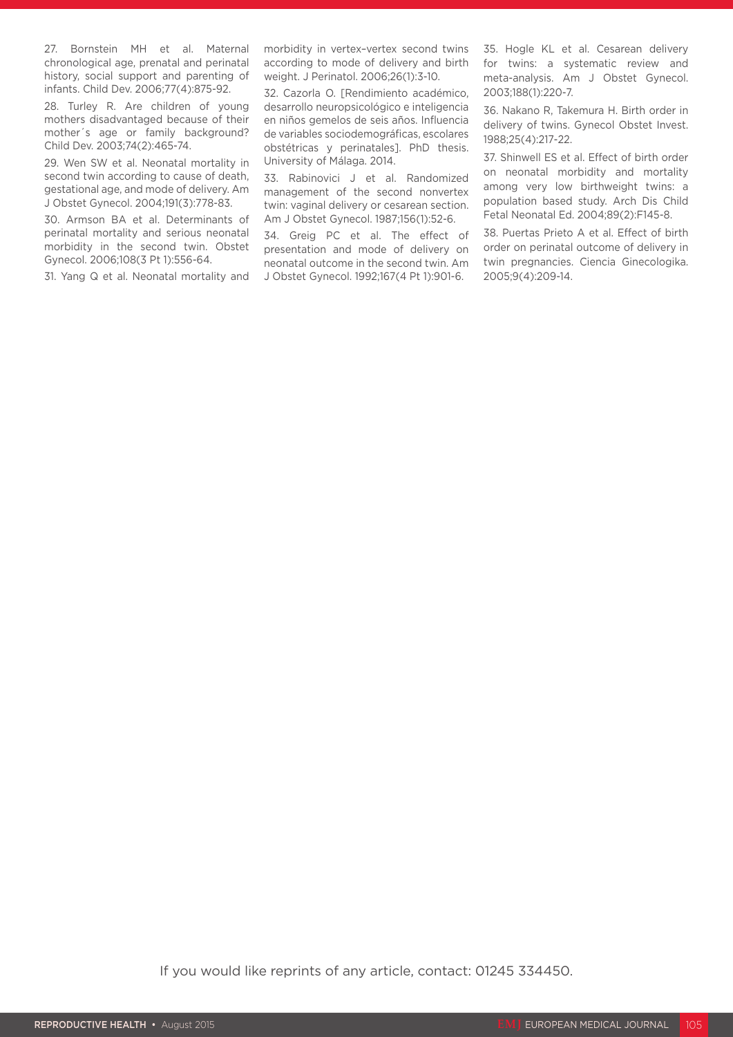27. Bornstein MH et al. Maternal chronological age, prenatal and perinatal history, social support and parenting of infants. Child Dev. 2006;77(4):875-92.

28. Turley R. Are children of young mothers disadvantaged because of their mother´s age or family background? Child Dev. 2003;74(2):465-74.

29. Wen SW et al. Neonatal mortality in second twin according to cause of death, gestational age, and mode of delivery. Am J Obstet Gynecol. 2004;191(3):778-83.

30. Armson BA et al. Determinants of perinatal mortality and serious neonatal morbidity in the second twin. Obstet Gynecol. 2006;108(3 Pt 1):556-64.

31. Yang Q et al. Neonatal mortality and morbidity in vertex–vertex second twins according to mode of delivery and birth weight. J Perinatol. 2006;26(1):3-10.

32. Cazorla O. [Rendimiento académico, desarrollo neuropsicológico e inteligencia en niños gemelos de seis años. Influencia de variables sociodemográficas, escolares obstétricas y perinatales]. PhD thesis. University of Málaga. 2014.

33. Rabinovici J et al. Randomized management of the second nonvertex twin: vaginal delivery or cesarean section. Am J Obstet Gynecol. 1987;156(1):52-6.

34. Greig PC et al. The effect of presentation and mode of delivery on neonatal outcome in the second twin. Am J Obstet Gynecol. 1992;167(4 Pt 1):901-6.

35. Hogle KL et al. Cesarean delivery for twins: a systematic review and meta-analysis. Am J Obstet Gynecol. 2003;188(1):220-7.

36. Nakano R, Takemura H. Birth order in delivery of twins. Gynecol Obstet Invest. 1988;25(4):217-22.

37. Shinwell ES et al. Effect of birth order on neonatal morbidity and mortality among very low birthweight twins: a population based study. Arch Dis Child Fetal Neonatal Ed. 2004;89(2):F145-8.

38. Puertas Prieto A et al. Effect of birth order on perinatal outcome of delivery in twin pregnancies. Ciencia Ginecologika. 2005;9(4):209-14.

If you would like reprints of any article, contact: 01245 334450.